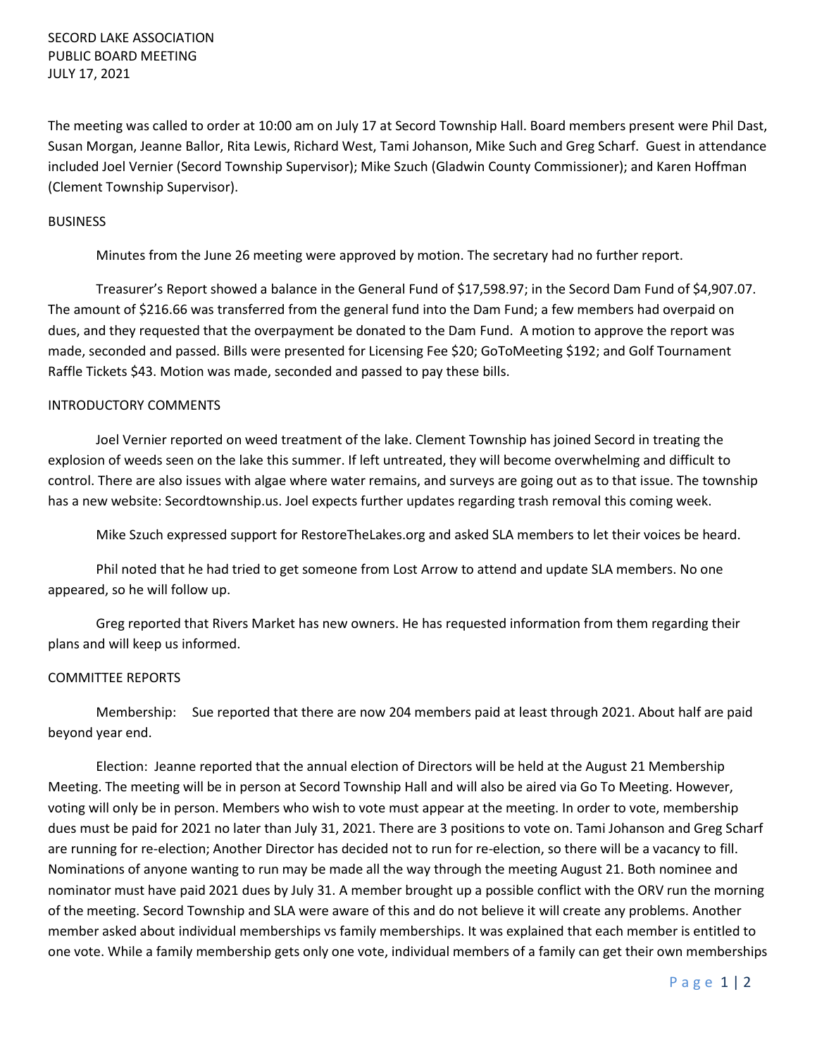SECORD LAKE ASSOCIATION
PUBLIC BOARD MEETING
JULY 17, 2021

The meeting was called to order at 10:00 am on July 17 at Secord Township Hall. Board members present were Phil Dast, Susan Morgan, Jeanne Ballor, Rita Lewis, Richard West, Tami Johanson, Mike Such and Greg Scharf. Guest in attendance included Joel Vernier (Secord Township Supervisor); Mike Szuch (Gladwin County Commissioner); and Karen Hoffman (Clement Township Supervisor).

## BUSINESS

Minutes from the June 26 meeting were approved by motion. The secretary had no further report.

Treasurer's Report showed a balance in the General Fund of $17,598.97; in the Secord Dam Fund of $4,907.07. The amount of $216.66 was transferred from the general fund into the Dam Fund; a few members had overpaid on dues, and they requested that the overpayment be donated to the Dam Fund. A motion to approve the report was made, seconded and passed. Bills were presented for Licensing Fee $20; GoToMeeting $192; and Golf Tournament Raffle Tickets $43. Motion was made, seconded and passed to pay these bills.

## INTRODUCTORY COMMENTS

Joel Vernier reported on weed treatment of the lake. Clement Township has joined Secord in treating the explosion of weeds seen on the lake this summer. If left untreated, they will become overwhelming and difficult to control. There are also issues with algae where water remains, and surveys are going out as to that issue. The township has a new website: Secordtownship.us. Joel expects further updates regarding trash removal this coming week.

Mike Szuch expressed support for RestoreTheLakes.org and asked SLA members to let their voices be heard.

Phil noted that he had tried to get someone from Lost Arrow to attend and update SLA members. No one appeared, so he will follow up.

Greg reported that Rivers Market has new owners. He has requested information from them regarding their plans and will keep us informed.

## COMMITTEE REPORTS

Membership: Sue reported that there are now 204 members paid at least through 2021. About half are paid beyond year end.

Election: Jeanne reported that the annual election of Directors will be held at the August 21 Membership Meeting. The meeting will be in person at Secord Township Hall and will also be aired via Go To Meeting. However, voting will only be in person. Members who wish to vote must appear at the meeting. In order to vote, membership dues must be paid for 2021 no later than July 31, 2021. There are 3 positions to vote on. Tami Johanson and Greg Scharf are running for re-election; Another Director has decided not to run for re-election, so there will be a vacancy to fill. Nominations of anyone wanting to run may be made all the way through the meeting August 21. Both nominee and nominator must have paid 2021 dues by July 31. A member brought up a possible conflict with the ORV run the morning of the meeting. Secord Township and SLA were aware of this and do not believe it will create any problems. Another member asked about individual memberships vs family memberships. It was explained that each member is entitled to one vote. While a family membership gets only one vote, individual members of a family can get their own memberships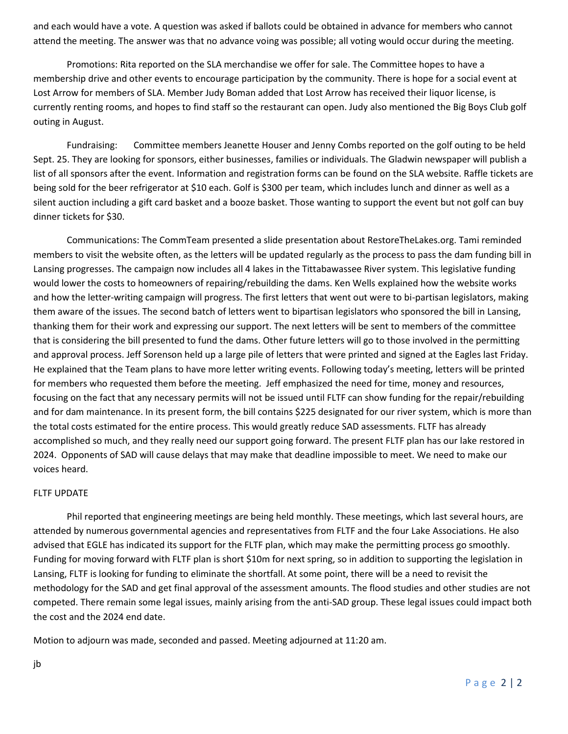and each would have a vote. A question was asked if ballots could be obtained in advance for members who cannot attend the meeting. The answer was that no advance voing was possible; all voting would occur during the meeting.

Promotions: Rita reported on the SLA merchandise we offer for sale. The Committee hopes to have a membership drive and other events to encourage participation by the community. There is hope for a social event at Lost Arrow for members of SLA. Member Judy Boman added that Lost Arrow has received their liquor license, is currently renting rooms, and hopes to find staff so the restaurant can open. Judy also mentioned the Big Boys Club golf outing in August.

Fundraising: Committee members Jeanette Houser and Jenny Combs reported on the golf outing to be held Sept. 25. They are looking for sponsors, either businesses, families or individuals. The Gladwin newspaper will publish a list of all sponsors after the event. Information and registration forms can be found on the SLA website. Raffle tickets are being sold for the beer refrigerator at $10 each. Golf is $300 per team, which includes lunch and dinner as well as a silent auction including a gift card basket and a booze basket. Those wanting to support the event but not golf can buy dinner tickets for $30.

Communications: The CommTeam presented a slide presentation about RestoreTheLakes.org. Tami reminded members to visit the website often, as the letters will be updated regularly as the process to pass the dam funding bill in Lansing progresses. The campaign now includes all 4 lakes in the Tittabawassee River system. This legislative funding would lower the costs to homeowners of repairing/rebuilding the dams. Ken Wells explained how the website works and how the letter-writing campaign will progress. The first letters that went out were to bi-partisan legislators, making them aware of the issues. The second batch of letters went to bipartisan legislators who sponsored the bill in Lansing, thanking them for their work and expressing our support. The next letters will be sent to members of the committee that is considering the bill presented to fund the dams. Other future letters will go to those involved in the permitting and approval process. Jeff Sorenson held up a large pile of letters that were printed and signed at the Eagles last Friday. He explained that the Team plans to have more letter writing events. Following today's meeting, letters will be printed for members who requested them before the meeting. Jeff emphasized the need for time, money and resources, focusing on the fact that any necessary permits will not be issued until FLTF can show funding for the repair/rebuilding and for dam maintenance. In its present form, the bill contains $225 designated for our river system, which is more than the total costs estimated for the entire process. This would greatly reduce SAD assessments. FLTF has already accomplished so much, and they really need our support going forward. The present FLTF plan has our lake restored in 2024. Opponents of SAD will cause delays that may make that deadline impossible to meet. We need to make our voices heard.

FLTF UPDATE

Phil reported that engineering meetings are being held monthly. These meetings, which last several hours, are attended by numerous governmental agencies and representatives from FLTF and the four Lake Associations. He also advised that EGLE has indicated its support for the FLTF plan, which may make the permitting process go smoothly. Funding for moving forward with FLTF plan is short $10m for next spring, so in addition to supporting the legislation in Lansing, FLTF is looking for funding to eliminate the shortfall. At some point, there will be a need to revisit the methodology for the SAD and get final approval of the assessment amounts. The flood studies and other studies are not competed. There remain some legal issues, mainly arising from the anti-SAD group. These legal issues could impact both the cost and the 2024 end date.

Motion to adjourn was made, seconded and passed. Meeting adjourned at 11:20 am.

jb